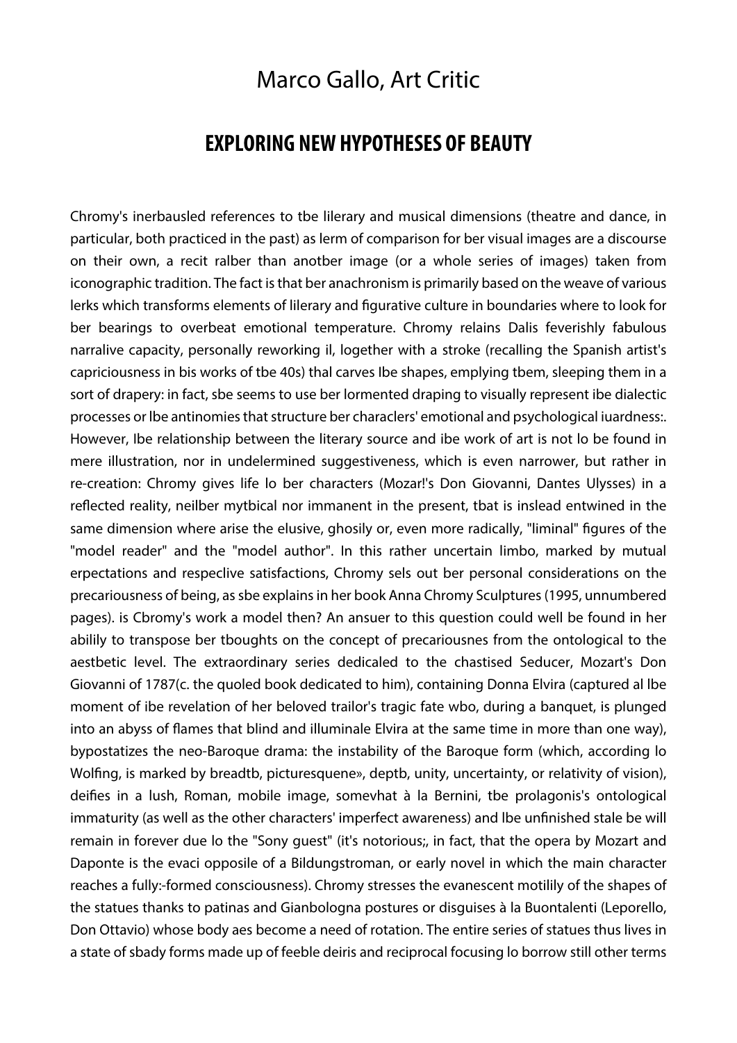# Marco Gallo, Art Critic

## EXPLORING NEW HYPOTHESES OF BEAUTY

Chromy's inerbausled references to tbe lilerary and musical dimensions (theatre and dance, in particular, both practiced in the past) as lerm of comparison for ber visual images are a discourse on their own, a recit ralber than anotber image (or a whole series of images) taken from iconographic tradition. The fact is that ber anachronism is primarily based on the weave of various lerks which transforms elements of lilerary and figurative culture in boundaries where to look for ber bearings to overbeat emotional temperature. Chromy relains Dalis feverishly fabulous narralive capacity, personally reworking il, logether with a stroke (recalling the Spanish artist's capriciousness in bis works of tbe 40s) thal carves Ibe shapes, emplying tbem, sleeping them in a sort of drapery: in fact, sbe seems to use ber lormented draping to visually represent ibe dialectic processes or lbe antinomies that structure ber characlers' emotional and psychological iuardness:. However, Ibe relationship between the literary source and ibe work of art is not lo be found in mere illustration, nor in undelermined suggestiveness, which is even narrower, but rather in re-creation: Chromy gives life lo ber characters (Mozar!'s Don Giovanni, Dantes Ulysses) in a reflected reality, neilber mytbical nor immanent in the present, tbat is inslead entwined in the same dimension where arise the elusive, ghosily or, even more radically, "liminal" figures of the "model reader" and the "model author". In this rather uncertain limbo, marked by mutual erpectations and respeclive satisfactions, Chromy sels out ber personal considerations on the precariousness of being, as sbe explains in her book Anna Chromy Sculptures (1995, unnumbered pages). is Cbromy's work a model then? An ansuer to this question could well be found in her abilily to transpose ber tboughts on the concept of precariousnes from the ontological to the aestbetic level. The extraordinary series dedicaled to the chastised Seducer, Mozart's Don Giovanni of 1787(c. the quoled book dedicated to him), containing Donna Elvira (captured al lbe moment of ibe revelation of her beloved trailor's tragic fate wbo, during a banquet, is plunged into an abyss of flames that blind and illuminale Elvira at the same time in more than one way), bypostatizes the neo-Baroque drama: the instability of the Baroque form (which, according lo Wolfing, is marked by breadtb, picturesquene», deptb, unity, uncertainty, or relativity of vision), deifies in a lush, Roman, mobile image, somevhat à la Bernini, tbe prolagonis's ontological immaturity (as well as the other characters' imperfect awareness) and lbe unfinished stale be will remain in forever due lo the "Sony guest" (it's notorious;, in fact, that the opera by Mozart and Daponte is the evaci opposile of a Bildungstroman, or early novel in which the main character reaches a fully:-formed consciousness). Chromy stresses the evanescent motilily of the shapes of the statues thanks to patinas and Gianbologna postures or disguises à la Buontalenti (Leporello, Don Ottavio) whose body aes become a need of rotation. The entire series of statues thus lives in a state of sbady forms made up of feeble deiris and reciprocal focusing lo borrow still other terms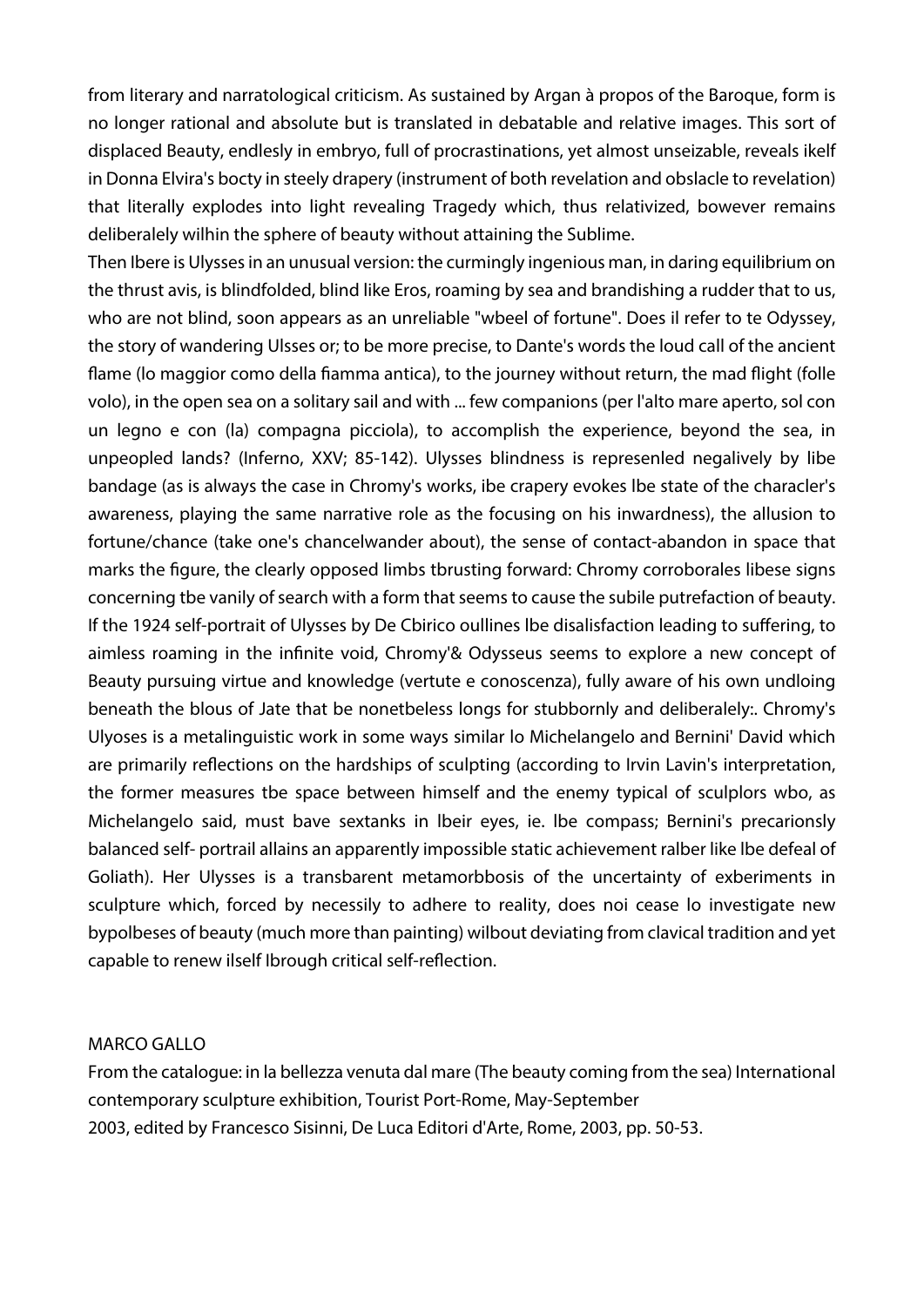from literary and narratological criticism. As sustained by Argan à propos of the Baroque, form is no longer rational and absolute but is translated in debatable and relative images. This sort of displaced Beauty, endlesly in embryo, full of procrastinations, yet almost unseizable, reveals ikelf in Donna Elvira's bocty in steely drapery (instrument of both revelation and obslacle to revelation) that literally explodes into light revealing Tragedy which, thus relativized, bowever remains deliberaley wilhin the sphere of beauty without attaining the Sublime.

Then Ibere is Ulysses in an unusual version: the curmingly ingenious man, in daring equilibrium on the thrust avis, is blindfolded, blind like Eros, roaming by sea and brandishing a rudder that to us, who are not blind, soon appears as an unreliable "wbeel of fortune". Does il refer to te Odyssey, the story of wandering Ulsses or; to be more precise, to Dante's words the loud call of the ancient flame (lo maggior como della fiamma antica), to the journey without return, the mad flight (folle volo), in the open sea on a solitary sail and with ... few companions (per l'alto mare aperto, sol con un legno e con (la) compagna picciola), to accomplish the experience, beyond the sea, in unpeopled lands? (Inferno, XXV; 85-142). Ulysses blindness is represenled negalively by libe bandage (as is always the case in Chromy's works, ibe crapery evokes lbe state of the characler's awareness, playing the same narrative role as the focusing on his inwardness), the allusion to fortune/chance (take one's chancelwander about), the sense of contact-abandon in space that marks the figure, the clearly opposed limbs tbrusting forward: Chromy corroborales libese signs concerning tbe vanily of search with a form that seems to cause the subile putrefaction of beauty. If the 1924 self-portrait of Ulysses by De Cbirico oullines lbe disalisfaction leading to suffering, to aimless roaming in the infinite void, Chromy'& Odysseus seems to explore a new concept of Beauty pursuing virtue and knowledge (vertute e conoscenza), fully aware of his own undloing beneath the blous of Jate that be nonetbeless longs for stubbornly and deliberaleły:. Chromy's Ulyoses is a metalinguistic work in some ways similar lo Michelangelo and Bernini' David which are primarily reflections on the hardships of sculpting (according to Irvin Lavin's interpretation, the former measures tbe space between himself and the enemy typical of sculplors wbo, as Michelangelo said, must bave sextanks in lbeir eyes, ie. lbe compass; Bernini's precarionsly balanced self- portrail allains an apparently impossible static achievement ralber like lbe defeal of Goliath). Her Ulysses is a transbarent metamorbbosis of the uncertainty of exberiments in sculpture which, forced by necessily to adhere to reality, does noi cease lo investigate new bypolbeses of beauty (much more than painting) wilbout deviating from clavical tradition and yet capable to renew ilself Ibrough critical self-reflection.

MARCO GALLO

From the catalogue: in la bellezza venuta dal mare (The beauty coming from the sea) International contemporary sculpture exhibition, Tourist Port-Rome, May-September 2003, edited by Francesco Sisinni, De Luca Editori d'Arte, Rome, 2003, pp. 50-53.